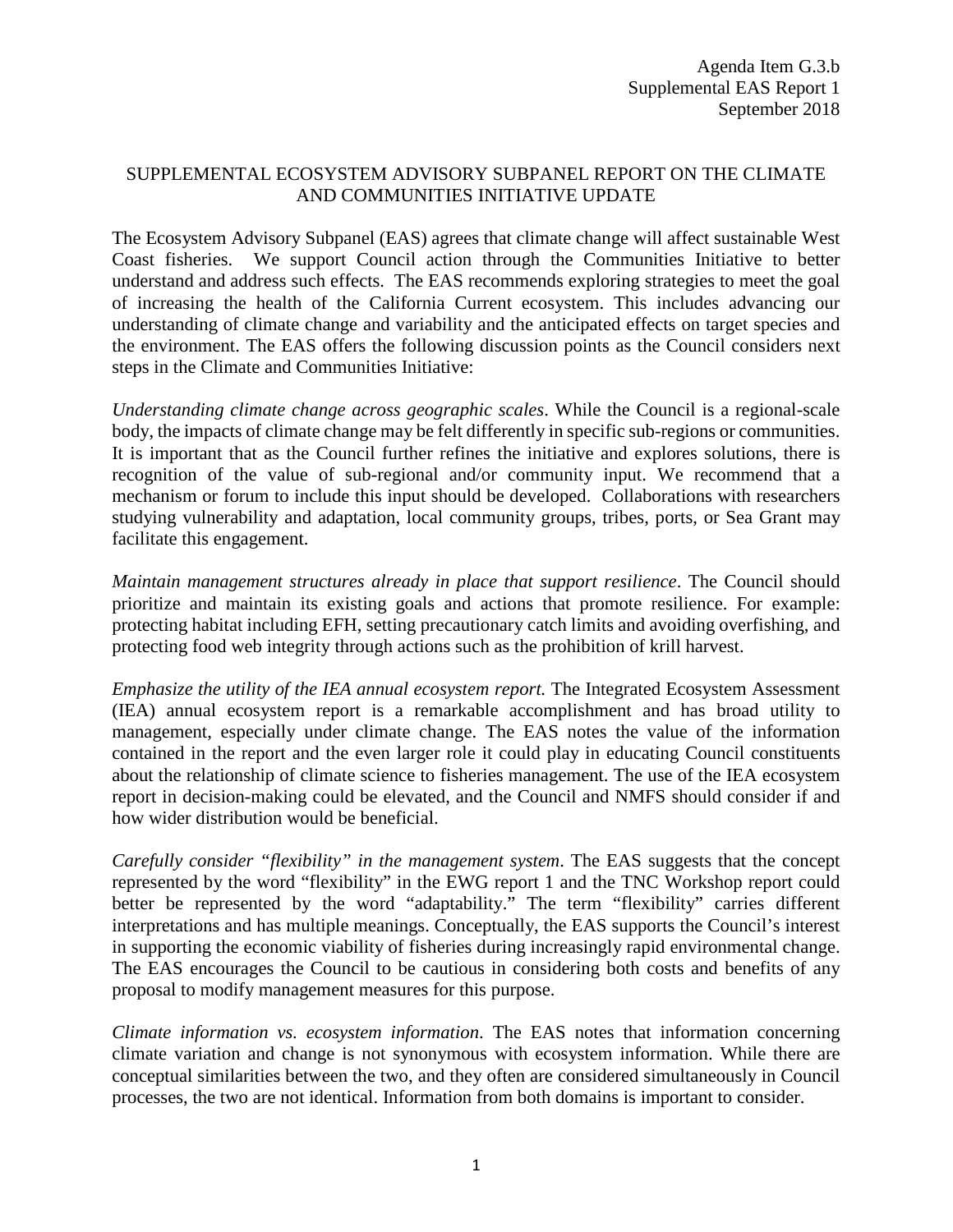Agenda Item G.3.b
Supplemental EAS Report 1
September 2018

## SUPPLEMENTAL ECOSYSTEM ADVISORY SUBPANEL REPORT ON THE CLIMATE AND COMMUNITIES INITIATIVE UPDATE

The Ecosystem Advisory Subpanel (EAS) agrees that climate change will affect sustainable West Coast fisheries. We support Council action through the Communities Initiative to better understand and address such effects. The EAS recommends exploring strategies to meet the goal of increasing the health of the California Current ecosystem. This includes advancing our understanding of climate change and variability and the anticipated effects on target species and the environment. The EAS offers the following discussion points as the Council considers next steps in the Climate and Communities Initiative:

*Understanding climate change across geographic scales*. While the Council is a regional-scale body, the impacts of climate change may be felt differently in specific sub-regions or communities. It is important that as the Council further refines the initiative and explores solutions, there is recognition of the value of sub-regional and/or community input. We recommend that a mechanism or forum to include this input should be developed. Collaborations with researchers studying vulnerability and adaptation, local community groups, tribes, ports, or Sea Grant may facilitate this engagement.

*Maintain management structures already in place that support resilience*. The Council should prioritize and maintain its existing goals and actions that promote resilience. For example: protecting habitat including EFH, setting precautionary catch limits and avoiding overfishing, and protecting food web integrity through actions such as the prohibition of krill harvest.

*Emphasize the utility of the IEA annual ecosystem report.* The Integrated Ecosystem Assessment (IEA) annual ecosystem report is a remarkable accomplishment and has broad utility to management, especially under climate change. The EAS notes the value of the information contained in the report and the even larger role it could play in educating Council constituents about the relationship of climate science to fisheries management. The use of the IEA ecosystem report in decision-making could be elevated, and the Council and NMFS should consider if and how wider distribution would be beneficial.

*Carefully consider "flexibility" in the management system*. The EAS suggests that the concept represented by the word "flexibility" in the EWG report 1 and the TNC Workshop report could better be represented by the word "adaptability." The term "flexibility" carries different interpretations and has multiple meanings. Conceptually, the EAS supports the Council's interest in supporting the economic viability of fisheries during increasingly rapid environmental change. The EAS encourages the Council to be cautious in considering both costs and benefits of any proposal to modify management measures for this purpose.

*Climate information vs. ecosystem information*. The EAS notes that information concerning climate variation and change is not synonymous with ecosystem information. While there are conceptual similarities between the two, and they often are considered simultaneously in Council processes, the two are not identical. Information from both domains is important to consider.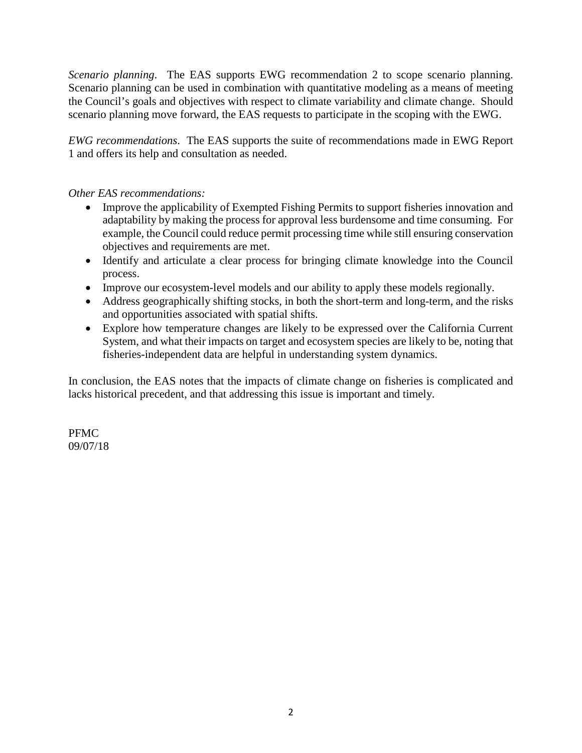*Scenario planning.* The EAS supports EWG recommendation 2 to scope scenario planning. Scenario planning can be used in combination with quantitative modeling as a means of meeting the Council's goals and objectives with respect to climate variability and climate change. Should scenario planning move forward, the EAS requests to participate in the scoping with the EWG.

*EWG recommendations.* The EAS supports the suite of recommendations made in EWG Report 1 and offers its help and consultation as needed.

*Other EAS recommendations:*

- Improve the applicability of Exempted Fishing Permits to support fisheries innovation and adaptability by making the process for approval less burdensome and time consuming. For example, the Council could reduce permit processing time while still ensuring conservation objectives and requirements are met.
- Identify and articulate a clear process for bringing climate knowledge into the Council process.
- Improve our ecosystem-level models and our ability to apply these models regionally.
- Address geographically shifting stocks, in both the short-term and long-term, and the risks and opportunities associated with spatial shifts.
- Explore how temperature changes are likely to be expressed over the California Current System, and what their impacts on target and ecosystem species are likely to be, noting that fisheries-independent data are helpful in understanding system dynamics.

In conclusion, the EAS notes that the impacts of climate change on fisheries is complicated and lacks historical precedent, and that addressing this issue is important and timely.

PFMC
09/07/18